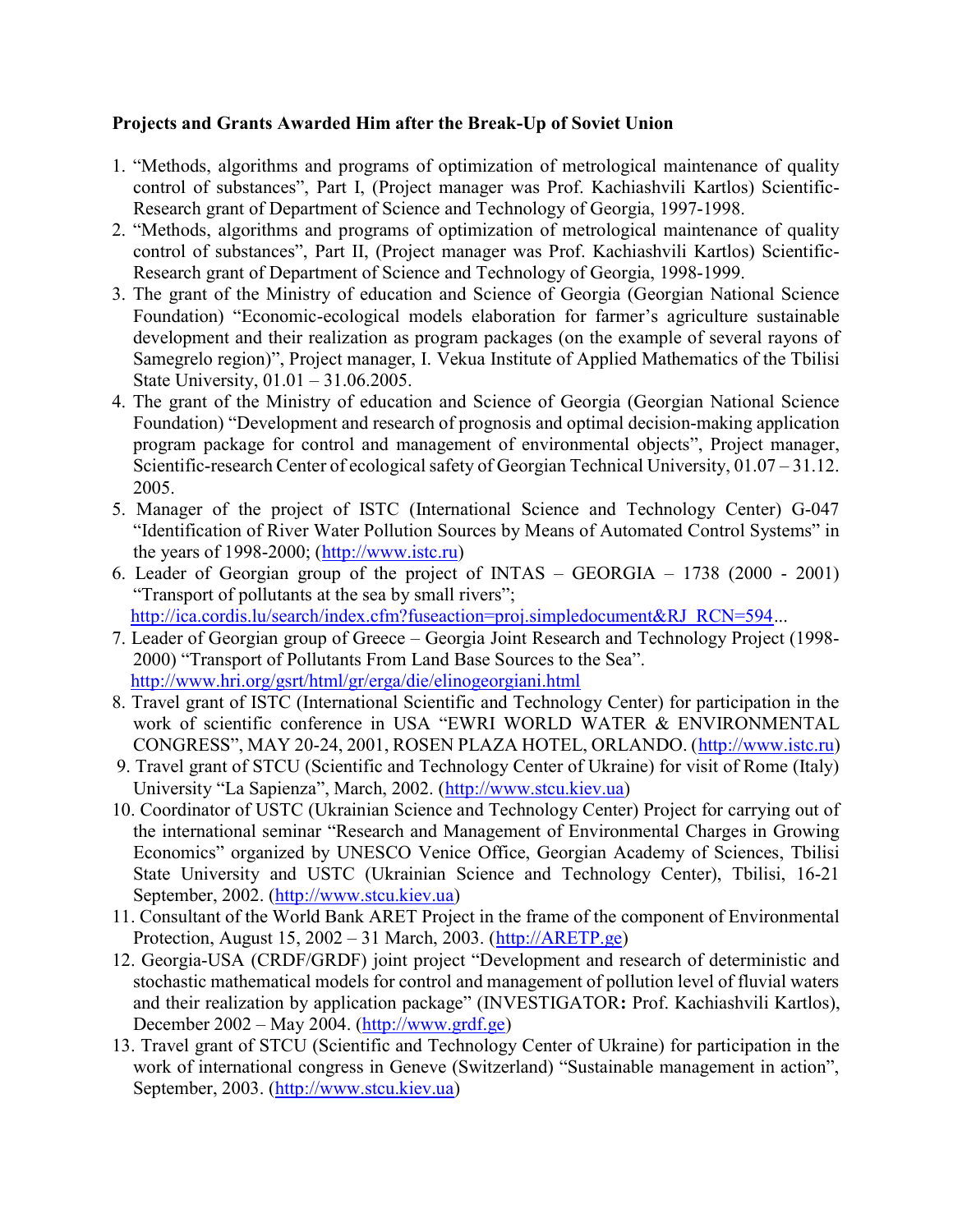**Projects and Grants Awarded Him after the Break-Up of Soviet Union**

1. "Methods, algorithms and programs of optimization of metrological maintenance of quality control of substances", Part I, (Project manager was Prof. Kachiashvili Kartlos) Scientific-Research grant of Department of Science and Technology of Georgia, 1997-1998.
2. "Methods, algorithms and programs of optimization of metrological maintenance of quality control of substances", Part II, (Project manager was Prof. Kachiashvili Kartlos) Scientific-Research grant of Department of Science and Technology of Georgia, 1998-1999.
3. The grant of the Ministry of education and Science of Georgia (Georgian National Science Foundation) "Economic-ecological models elaboration for farmer's agriculture sustainable development and their realization as program packages (on the example of several rayons of Samegrelo region)", Project manager, I. Vekua Institute of Applied Mathematics of the Tbilisi State University, 01.01 – 31.06.2005.
4. The grant of the Ministry of education and Science of Georgia (Georgian National Science Foundation) "Development and research of prognosis and optimal decision-making application program package for control and management of environmental objects", Project manager, Scientific-research Center of ecological safety of Georgian Technical University, 01.07 – 31.12. 2005.
5. Manager of the project of ISTC (International Science and Technology Center) G-047 "Identification of River Water Pollution Sources by Means of Automated Control Systems" in the years of 1998-2000; (http://www.istc.ru)
6. Leader of Georgian group of the project of INTAS – GEORGIA – 1738 (2000 - 2001) "Transport of pollutants at the sea by small rivers"; http://ica.cordis.lu/search/index.cfm?fuseaction=proj.simpledocument&RJ_RCN=594...
7. Leader of Georgian group of Greece – Georgia Joint Research and Technology Project (1998-2000) "Transport of Pollutants From Land Base Sources to the Sea". http://www.hri.org/gsrt/html/gr/erga/die/elinogeorgiani.html
8. Travel grant of ISTC (International Scientific and Technology Center) for participation in the work of scientific conference in USA "EWRI WORLD WATER & ENVIRONMENTAL CONGRESS", MAY 20-24, 2001, ROSEN PLAZA HOTEL, ORLANDO. (http://www.istc.ru)
9. Travel grant of STCU (Scientific and Technology Center of Ukraine) for visit of Rome (Italy) University "La Sapienza", March, 2002. (http://www.stcu.kiev.ua)
10. Coordinator of USTC (Ukrainian Science and Technology Center) Project for carrying out of the international seminar "Research and Management of Environmental Charges in Growing Economics" organized by UNESCO Venice Office, Georgian Academy of Sciences, Tbilisi State University and USTC (Ukrainian Science and Technology Center), Tbilisi, 16-21 September, 2002. (http://www.stcu.kiev.ua)
11. Consultant of the World Bank ARET Project in the frame of the component of Environmental Protection, August 15, 2002 – 31 March, 2003. (http://ARETP.ge)
12. Georgia-USA (CRDF/GRDF) joint project "Development and research of deterministic and stochastic mathematical models for control and management of pollution level of fluvial waters and their realization by application package" (INVESTIGATOR**:** Prof. Kachiashvili Kartlos), December 2002 – May 2004. (http://www.grdf.ge)
13. Travel grant of STCU (Scientific and Technology Center of Ukraine) for participation in the work of international congress in Geneve (Switzerland) "Sustainable management in action", September, 2003. (http://www.stcu.kiev.ua)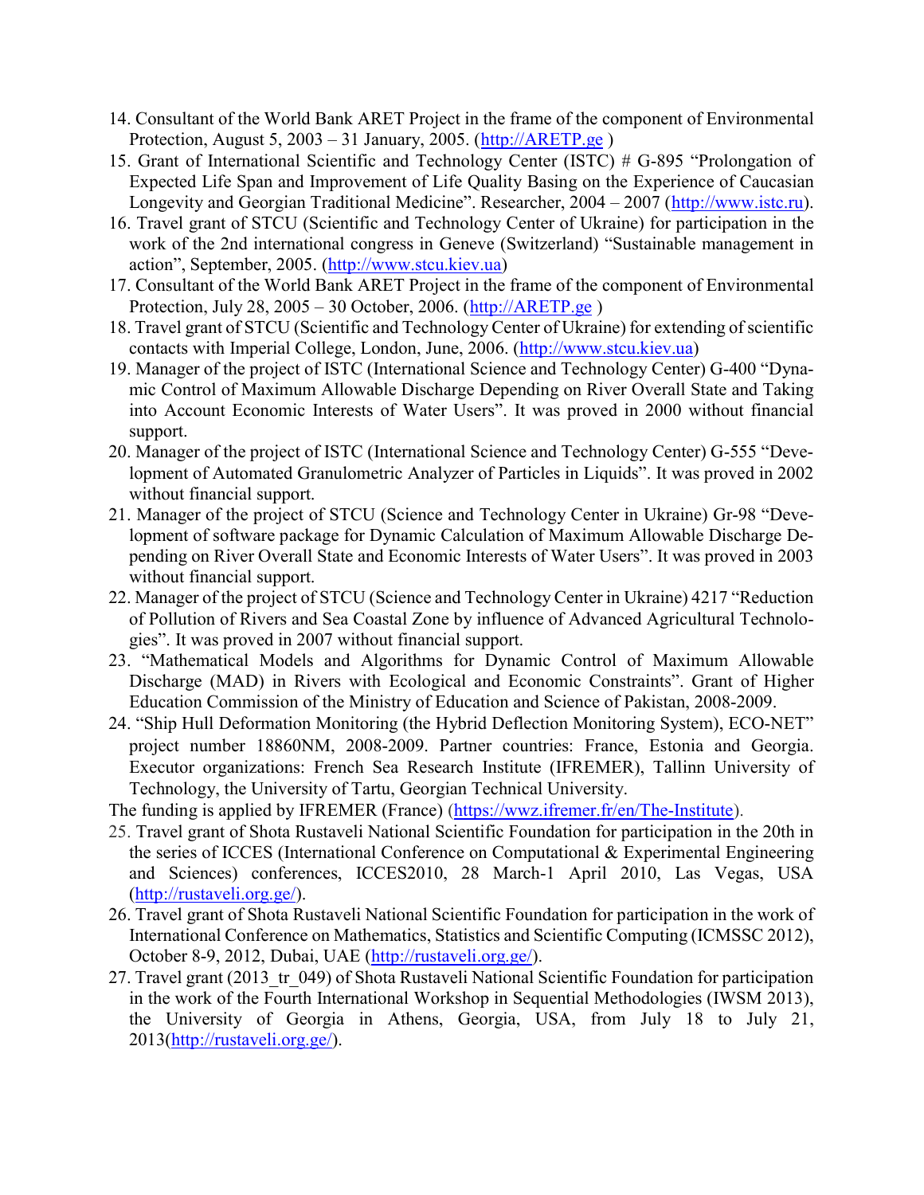14. Consultant of the World Bank ARET Project in the frame of the component of Environmental Protection, August 5, 2003 – 31 January, 2005. (http://ARETP.ge )
15. Grant of International Scientific and Technology Center (ISTC) # G-895 "Prolongation of Expected Life Span and Improvement of Life Quality Basing on the Experience of Caucasian Longevity and Georgian Traditional Medicine". Researcher, 2004 – 2007 (http://www.istc.ru).
16. Travel grant of STCU (Scientific and Technology Center of Ukraine) for participation in the work of the 2nd international congress in Geneve (Switzerland) "Sustainable management in action", September, 2005. (http://www.stcu.kiev.ua)
17. Consultant of the World Bank ARET Project in the frame of the component of Environmental Protection, July 28, 2005 – 30 October, 2006. (http://ARETP.ge )
18. Travel grant of STCU (Scientific and Technology Center of Ukraine) for extending of scientific contacts with Imperial College, London, June, 2006. (http://www.stcu.kiev.ua)
19. Manager of the project of ISTC (International Science and Technology Center) G-400 "Dynamic Control of Maximum Allowable Discharge Depending on River Overall State and Taking into Account Economic Interests of Water Users". It was proved in 2000 without financial support.
20. Manager of the project of ISTC (International Science and Technology Center) G-555 "Development of Automated Granulometric Analyzer of Particles in Liquids". It was proved in 2002 without financial support.
21. Manager of the project of STCU (Science and Technology Center in Ukraine) Gr-98 "Development of software package for Dynamic Calculation of Maximum Allowable Discharge Depending on River Overall State and Economic Interests of Water Users". It was proved in 2003 without financial support.
22. Manager of the project of STCU (Science and Technology Center in Ukraine) 4217 "Reduction of Pollution of Rivers and Sea Coastal Zone by influence of Advanced Agricultural Technologies". It was proved in 2007 without financial support.
23. "Mathematical Models and Algorithms for Dynamic Control of Maximum Allowable Discharge (MAD) in Rivers with Ecological and Economic Constraints". Grant of Higher Education Commission of the Ministry of Education and Science of Pakistan, 2008-2009.
24. "Ship Hull Deformation Monitoring (the Hybrid Deflection Monitoring System), ECO-NET" project number 18860NM, 2008-2009. Partner countries: France, Estonia and Georgia. Executor organizations: French Sea Research Institute (IFREMER), Tallinn University of Technology, the University of Tartu, Georgian Technical University.

The funding is applied by IFREMER (France) (https://wwz.ifremer.fr/en/The-Institute).

25. Travel grant of Shota Rustaveli National Scientific Foundation for participation in the 20th in the series of ICCES (International Conference on Computational & Experimental Engineering and Sciences) conferences, ICCES2010, 28 March-1 April 2010, Las Vegas, USA (http://rustaveli.org.ge/).
26. Travel grant of Shota Rustaveli National Scientific Foundation for participation in the work of International Conference on Mathematics, Statistics and Scientific Computing (ICMSSC 2012), October 8-9, 2012, Dubai, UAE (http://rustaveli.org.ge/).
27. Travel grant (2013_tr_049) of Shota Rustaveli National Scientific Foundation for participation in the work of the Fourth International Workshop in Sequential Methodologies (IWSM 2013), the University of Georgia in Athens, Georgia, USA, from July 18 to July 21, 2013(http://rustaveli.org.ge/).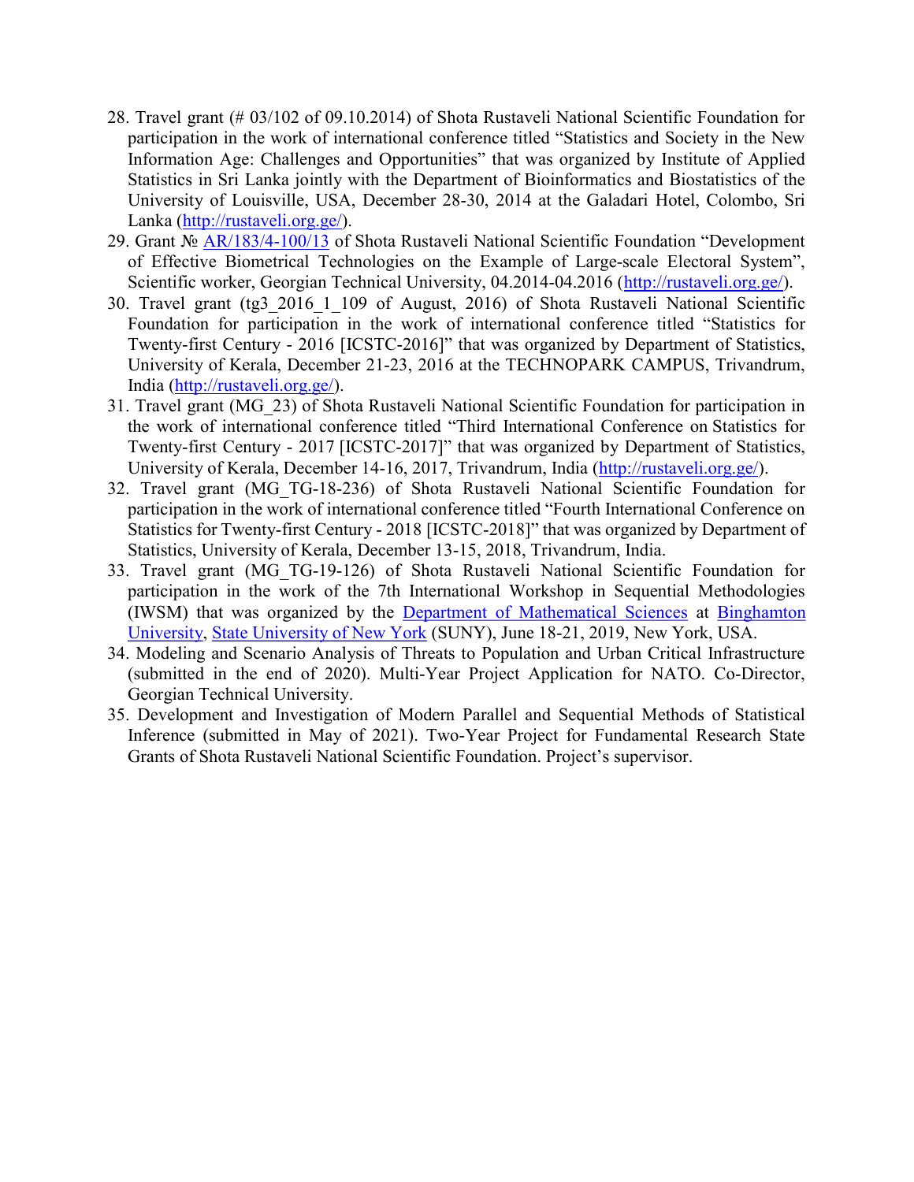28. Travel grant (# 03/102 of 09.10.2014) of Shota Rustaveli National Scientific Foundation for participation in the work of international conference titled “Statistics and Society in the New Information Age: Challenges and Opportunities” that was organized by Institute of Applied Statistics in Sri Lanka jointly with the Department of Bioinformatics and Biostatistics of the University of Louisville, USA, December 28-30, 2014 at the Galadari Hotel, Colombo, Sri Lanka (http://rustaveli.org.ge/).
29. Grant № AR/183/4-100/13 of Shota Rustaveli National Scientific Foundation “Development of Effective Biometrical Technologies on the Example of Large-scale Electoral System”, Scientific worker, Georgian Technical University, 04.2014-04.2016 (http://rustaveli.org.ge/).
30. Travel grant (tg3_2016_1_109 of August, 2016) of Shota Rustaveli National Scientific Foundation for participation in the work of international conference titled “Statistics for Twenty-first Century - 2016 [ICSTC-2016]” that was organized by Department of Statistics, University of Kerala, December 21-23, 2016 at the TECHNOPARK CAMPUS, Trivandrum, India (http://rustaveli.org.ge/).
31. Travel grant (MG_23) of Shota Rustaveli National Scientific Foundation for participation in the work of international conference titled “Third International Conference on Statistics for Twenty-first Century - 2017 [ICSTC-2017]” that was organized by Department of Statistics, University of Kerala, December 14-16, 2017, Trivandrum, India (http://rustaveli.org.ge/).
32. Travel grant (MG_TG-18-236) of Shota Rustaveli National Scientific Foundation for participation in the work of international conference titled “Fourth International Conference on Statistics for Twenty-first Century - 2018 [ICSTC-2018]” that was organized by Department of Statistics, University of Kerala, December 13-15, 2018, Trivandrum, India.
33. Travel grant (MG_TG-19-126) of Shota Rustaveli National Scientific Foundation for participation in the work of the 7th International Workshop in Sequential Methodologies (IWSM) that was organized by the Department of Mathematical Sciences at Binghamton University, State University of New York (SUNY), June 18-21, 2019, New York, USA.
34. Modeling and Scenario Analysis of Threats to Population and Urban Critical Infrastructure (submitted in the end of 2020). Multi-Year Project Application for NATO. Co-Director, Georgian Technical University.
35. Development and Investigation of Modern Parallel and Sequential Methods of Statistical Inference (submitted in May of 2021). Two-Year Project for Fundamental Research State Grants of Shota Rustaveli National Scientific Foundation. Project’s supervisor.